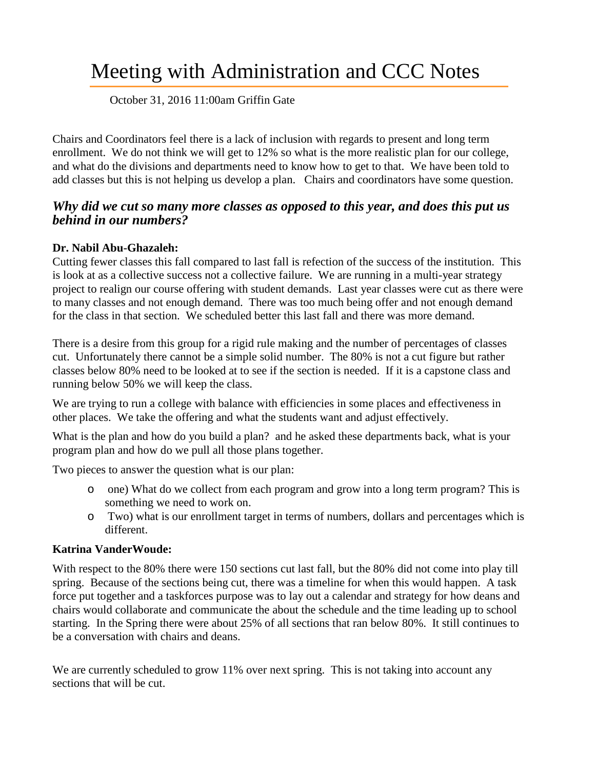# Meeting with Administration and CCC Notes

October 31, 2016 11:00am Griffin Gate

Chairs and Coordinators feel there is a lack of inclusion with regards to present and long term enrollment. We do not think we will get to 12% so what is the more realistic plan for our college, and what do the divisions and departments need to know how to get to that. We have been told to add classes but this is not helping us develop a plan. Chairs and coordinators have some question.

## *Why did we cut so many more classes as opposed to this year, and does this put us behind in our numbers?*

**Dr. Nabil Abu-Ghazaleh:**

Cutting fewer classes this fall compared to last fall is refection of the success of the institution. This is look at as a collective success not a collective failure. We are running in a multi-year strategy project to realign our course offering with student demands. Last year classes were cut as there were to many classes and not enough demand. There was too much being offer and not enough demand for the class in that section. We scheduled better this last fall and there was more demand.

There is a desire from this group for a rigid rule making and the number of percentages of classes cut. Unfortunately there cannot be a simple solid number. The 80% is not a cut figure but rather classes below 80% need to be looked at to see if the section is needed. If it is a capstone class and running below 50% we will keep the class.

We are trying to run a college with balance with efficiencies in some places and effectiveness in other places. We take the offering and what the students want and adjust effectively.

What is the plan and how do you build a plan? and he asked these departments back, what is your program plan and how do we pull all those plans together.

Two pieces to answer the question what is our plan:

- one) What do we collect from each program and grow into a long term program? This is something we need to work on.
- Two) what is our enrollment target in terms of numbers, dollars and percentages which is different.

**Katrina VanderWoude:**

With respect to the 80% there were 150 sections cut last fall, but the 80% did not come into play till spring. Because of the sections being cut, there was a timeline for when this would happen. A task force put together and a taskforces purpose was to lay out a calendar and strategy for how deans and chairs would collaborate and communicate the about the schedule and the time leading up to school starting. In the Spring there were about 25% of all sections that ran below 80%. It still continues to be a conversation with chairs and deans.

We are currently scheduled to grow 11% over next spring. This is not taking into account any sections that will be cut.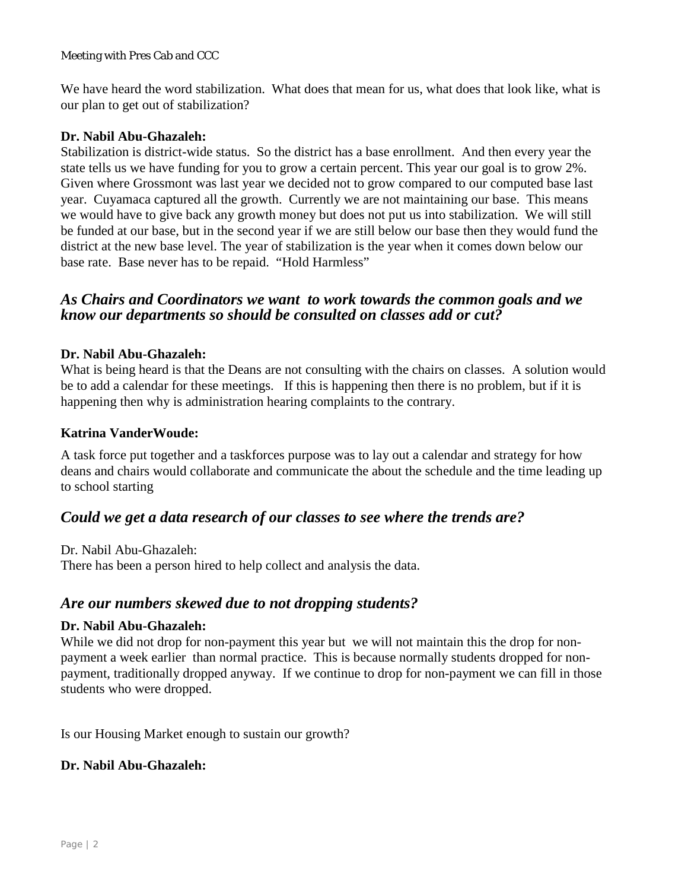We have heard the word stabilization. What does that mean for us, what does that look like, what is our plan to get out of stabilization?

**Dr. Nabil Abu-Ghazaleh:**
Stabilization is district-wide status. So the district has a base enrollment. And then every year the state tells us we have funding for you to grow a certain percent. This year our goal is to grow 2%. Given where Grossmont was last year we decided not to grow compared to our computed base last year. Cuyamaca captured all the growth. Currently we are not maintaining our base. This means we would have to give back any growth money but does not put us into stabilization. We will still be funded at our base, but in the second year if we are still below our base then they would fund the district at the new base level. The year of stabilization is the year when it comes down below our base rate. Base never has to be repaid. "Hold Harmless"

## *As Chairs and Coordinators we want to work towards the common goals and we know our departments so should be consulted on classes add or cut?*

**Dr. Nabil Abu-Ghazaleh:**
What is being heard is that the Deans are not consulting with the chairs on classes. A solution would be to add a calendar for these meetings. If this is happening then there is no problem, but if it is happening then why is administration hearing complaints to the contrary.

**Katrina VanderWoude:**

A task force put together and a taskforces purpose was to lay out a calendar and strategy for how deans and chairs would collaborate and communicate the about the schedule and the time leading up to school starting

## *Could we get a data research of our classes to see where the trends are?*

Dr. Nabil Abu-Ghazaleh:
There has been a person hired to help collect and analysis the data.

## *Are our numbers skewed due to not dropping students?*

**Dr. Nabil Abu-Ghazaleh:**
While we did not drop for non-payment this year but we will not maintain this the drop for non-payment a week earlier than normal practice. This is because normally students dropped for non-payment, traditionally dropped anyway. If we continue to drop for non-payment we can fill in those students who were dropped.

Is our Housing Market enough to sustain our growth?

**Dr. Nabil Abu-Ghazaleh:**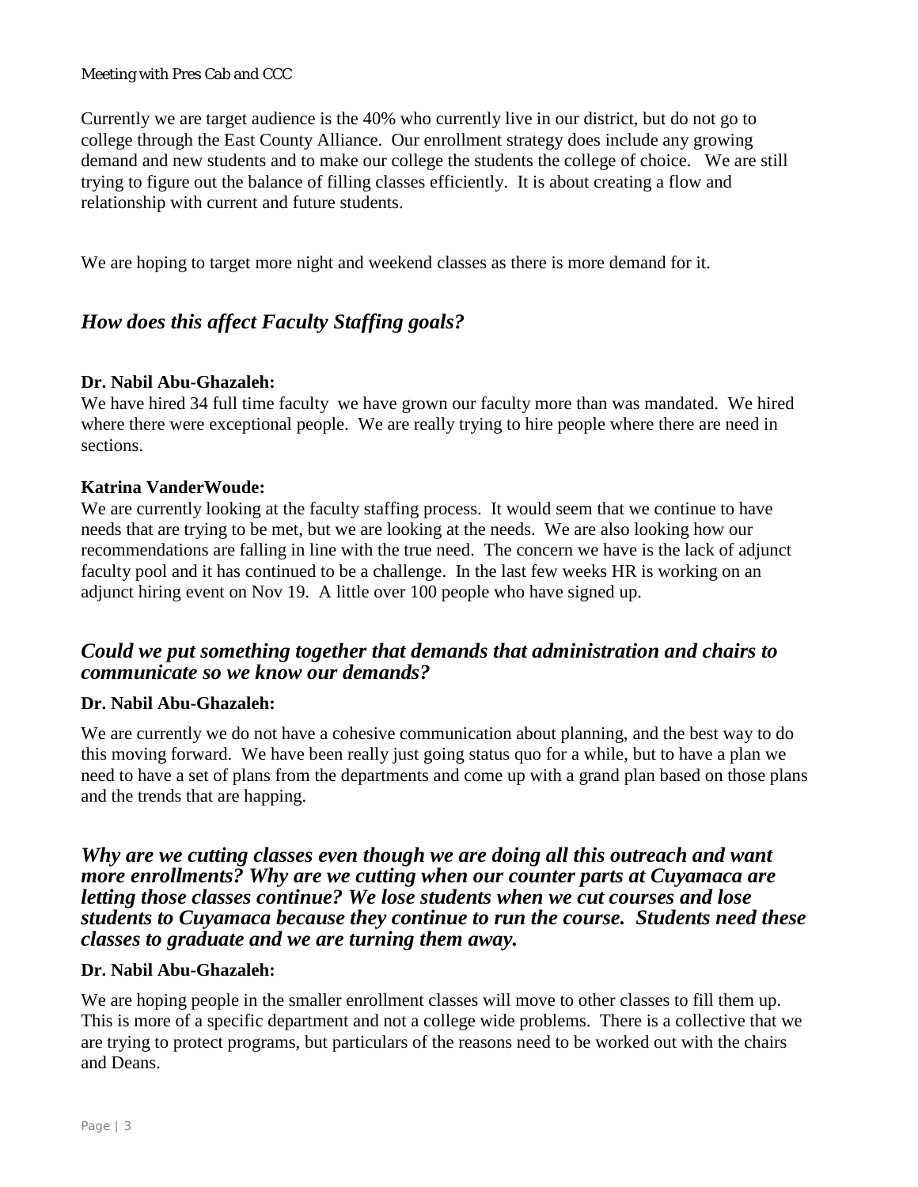Currently we are target audience is the 40% who currently live in our district, but do not go to college through the East County Alliance. Our enrollment strategy does include any growing demand and new students and to make our college the students the college of choice. We are still trying to figure out the balance of filling classes efficiently. It is about creating a flow and relationship with current and future students.

We are hoping to target more night and weekend classes as there is more demand for it.

## *How does this affect Faculty Staffing goals?*

**Dr. Nabil Abu-Ghazaleh:**
We have hired 34 full time faculty we have grown our faculty more than was mandated. We hired where there were exceptional people. We are really trying to hire people where there are need in sections.

**Katrina VanderWoude:**
We are currently looking at the faculty staffing process. It would seem that we continue to have needs that are trying to be met, but we are looking at the needs. We are also looking how our recommendations are falling in line with the true need. The concern we have is the lack of adjunct faculty pool and it has continued to be a challenge. In the last few weeks HR is working on an adjunct hiring event on Nov 19. A little over 100 people who have signed up.

## *Could we put something together that demands that administration and chairs to communicate so we know our demands?*

**Dr. Nabil Abu-Ghazaleh:**

We are currently we do not have a cohesive communication about planning, and the best way to do this moving forward. We have been really just going status quo for a while, but to have a plan we need to have a set of plans from the departments and come up with a grand plan based on those plans and the trends that are happing.

## *Why are we cutting classes even though we are doing all this outreach and want more enrollments? Why are we cutting when our counter parts at Cuyamaca are letting those classes continue? We lose students when we cut courses and lose students to Cuyamaca because they continue to run the course. Students need these classes to graduate and we are turning them away.*

**Dr. Nabil Abu-Ghazaleh:**

We are hoping people in the smaller enrollment classes will move to other classes to fill them up. This is more of a specific department and not a college wide problems. There is a collective that we are trying to protect programs, but particulars of the reasons need to be worked out with the chairs and Deans.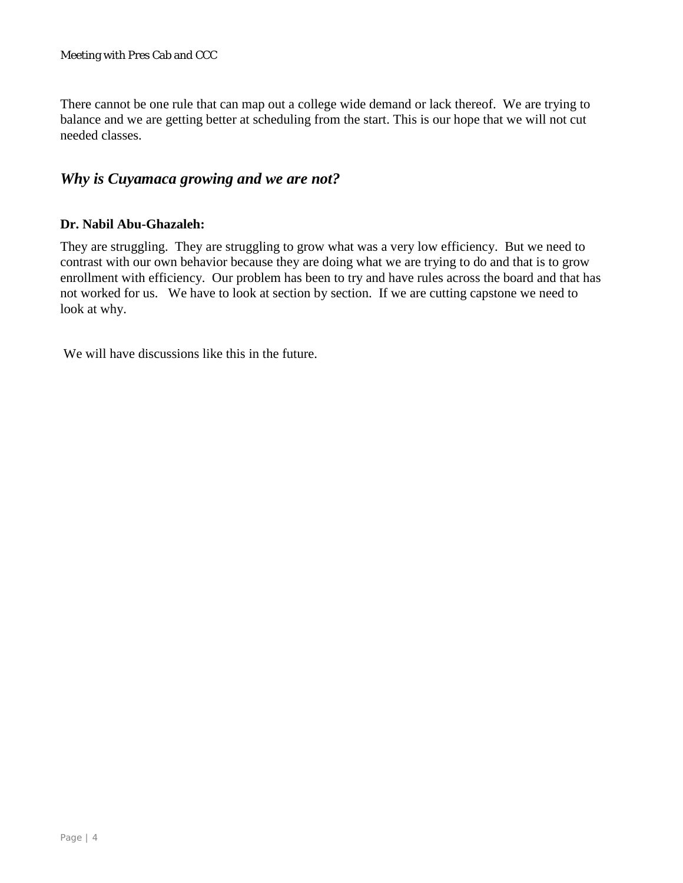There cannot be one rule that can map out a college wide demand or lack thereof. We are trying to balance and we are getting better at scheduling from the start. This is our hope that we will not cut needed classes.

## *Why is Cuyamaca growing and we are not?*

**Dr. Nabil Abu-Ghazaleh:**

They are struggling. They are struggling to grow what was a very low efficiency. But we need to contrast with our own behavior because they are doing what we are trying to do and that is to grow enrollment with efficiency. Our problem has been to try and have rules across the board and that has not worked for us. We have to look at section by section. If we are cutting capstone we need to look at why.

We will have discussions like this in the future.